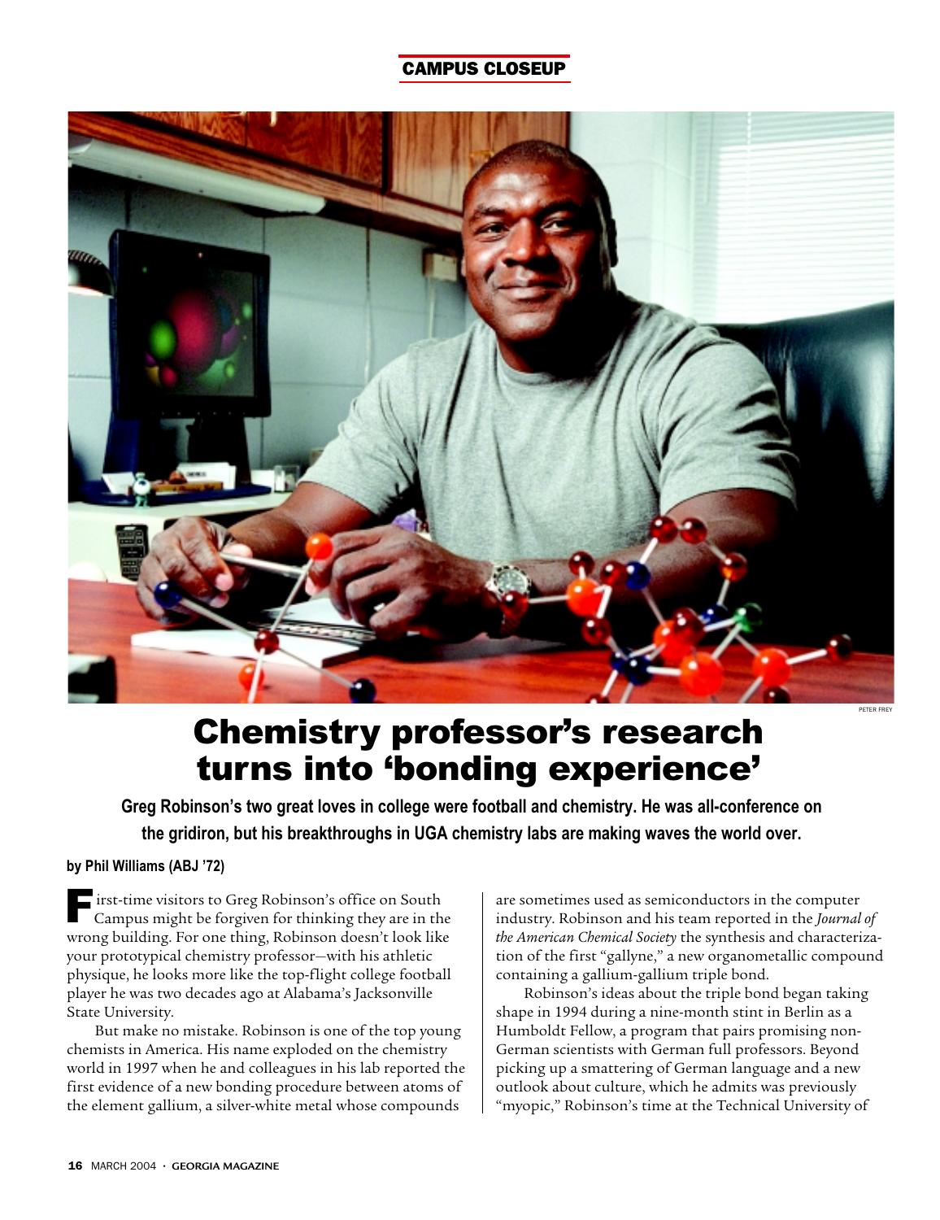CAMPUS CLOSEUP

PETER FREY

# Chemistry professor's research turns into 'bonding experience'

**Greg Robinson's two great loves in college were football and chemistry. He was all-conference on the gridiron, but his breakthroughs in UGA chemistry labs are making waves the world over.**

**by Phil Williams (ABJ '72)**

First-time visitors to Greg Robinson's office on South Campus might be forgiven for thinking they are in the wrong building. For one thing, Robinson doesn't look like your prototypical chemistry professor—with his athletic physique, he looks more like the top-flight college football player he was two decades ago at Alabama's Jacksonville State University.

But make no mistake. Robinson is one of the top young chemists in America. His name exploded on the chemistry world in 1997 when he and colleagues in his lab reported the first evidence of a new bonding procedure between atoms of the element gallium, a silver-white metal whose compounds are sometimes used as semiconductors in the computer industry. Robinson and his team reported in the *Journal of the American Chemical Society* the synthesis and characterization of the first "gallyne," a new organometallic compound containing a gallium-gallium triple bond.

Robinson's ideas about the triple bond began taking shape in 1994 during a nine-month stint in Berlin as a Humboldt Fellow, a program that pairs promising non-German scientists with German full professors. Beyond picking up a smattering of German language and a new outlook about culture, which he admits was previously "myopic," Robinson's time at the Technical University of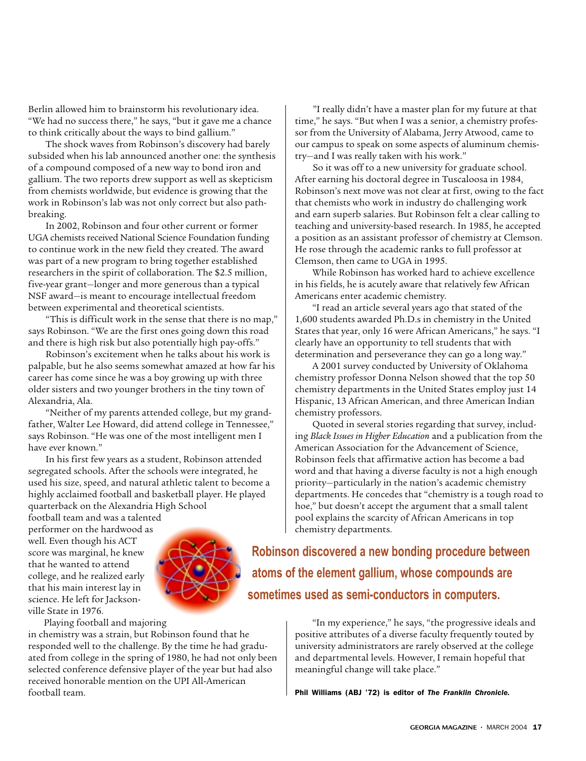Berlin allowed him to brainstorm his revolutionary idea. "We had no success there," he says, "but it gave me a chance to think critically about the ways to bind gallium."

The shock waves from Robinson's discovery had barely subsided when his lab announced another one: the synthesis of a compound composed of a new way to bond iron and gallium. The two reports drew support as well as skepticism from chemists worldwide, but evidence is growing that the work in Robinson's lab was not only correct but also path-breaking.

In 2002, Robinson and four other current or former UGA chemists received National Science Foundation funding to continue work in the new field they created. The award was part of a new program to bring together established researchers in the spirit of collaboration. The $2.5 million, five-year grant—longer and more generous than a typical NSF award—is meant to encourage intellectual freedom between experimental and theoretical scientists.

"This is difficult work in the sense that there is no map," says Robinson. "We are the first ones going down this road and there is high risk but also potentially high pay-offs."

Robinson's excitement when he talks about his work is palpable, but he also seems somewhat amazed at how far his career has come since he was a boy growing up with three older sisters and two younger brothers in the tiny town of Alexandria, Ala.

"Neither of my parents attended college, but my grandfather, Walter Lee Howard, did attend college in Tennessee," says Robinson. "He was one of the most intelligent men I have ever known."

In his first few years as a student, Robinson attended segregated schools. After the schools were integrated, he used his size, speed, and natural athletic talent to become a highly acclaimed football and basketball player. He played quarterback on the Alexandria High School football team and was a talented performer on the hardwood as well. Even though his ACT score was marginal, he knew that he wanted to attend college, and he realized early that his main interest lay in science. He left for Jacksonville State in 1976.

Playing football and majoring in chemistry was a strain, but Robinson found that he responded well to the challenge. By the time he had graduated from college in the spring of 1980, he had not only been selected conference defensive player of the year but had also received honorable mention on the UPI All-American football team.

"I really didn't have a master plan for my future at that time," he says. "But when I was a senior, a chemistry professor from the University of Alabama, Jerry Atwood, came to our campus to speak on some aspects of aluminum chemistry—and I was really taken with his work."

So it was off to a new university for graduate school. After earning his doctoral degree in Tuscaloosa in 1984, Robinson's next move was not clear at first, owing to the fact that chemists who work in industry do challenging work and earn superb salaries. But Robinson felt a clear calling to teaching and university-based research. In 1985, he accepted a position as an assistant professor of chemistry at Clemson. He rose through the academic ranks to full professor at Clemson, then came to UGA in 1995.

While Robinson has worked hard to achieve excellence in his fields, he is acutely aware that relatively few African Americans enter academic chemistry.

"I read an article several years ago that stated of the 1,600 students awarded Ph.D.s in chemistry in the United States that year, only 16 were African Americans," he says. "I clearly have an opportunity to tell students that with determination and perseverance they can go a long way."

A 2001 survey conducted by University of Oklahoma chemistry professor Donna Nelson showed that the top 50 chemistry departments in the United States employ just 14 Hispanic, 13 African American, and three American Indian chemistry professors.

Quoted in several stories regarding that survey, including *Black Issues in Higher Education* and a publication from the American Association for the Advancement of Science, Robinson feels that affirmative action has become a bad word and that having a diverse faculty is not a high enough priority—particularly in the nation's academic chemistry departments. He concedes that "chemistry is a tough road to hoe," but doesn't accept the argument that a small talent pool explains the scarcity of African Americans in top chemistry departments.

**Robinson discovered a new bonding procedure between atoms of the element gallium, whose compounds are sometimes used as semi-conductors in computers.**

"In my experience," he says, "the progressive ideals and positive attributes of a diverse faculty frequently touted by university administrators are rarely observed at the college and departmental levels. However, I remain hopeful that meaningful change will take place."

**Phil Williams (ABJ '72) is editor of *The Franklin Chronicle.***